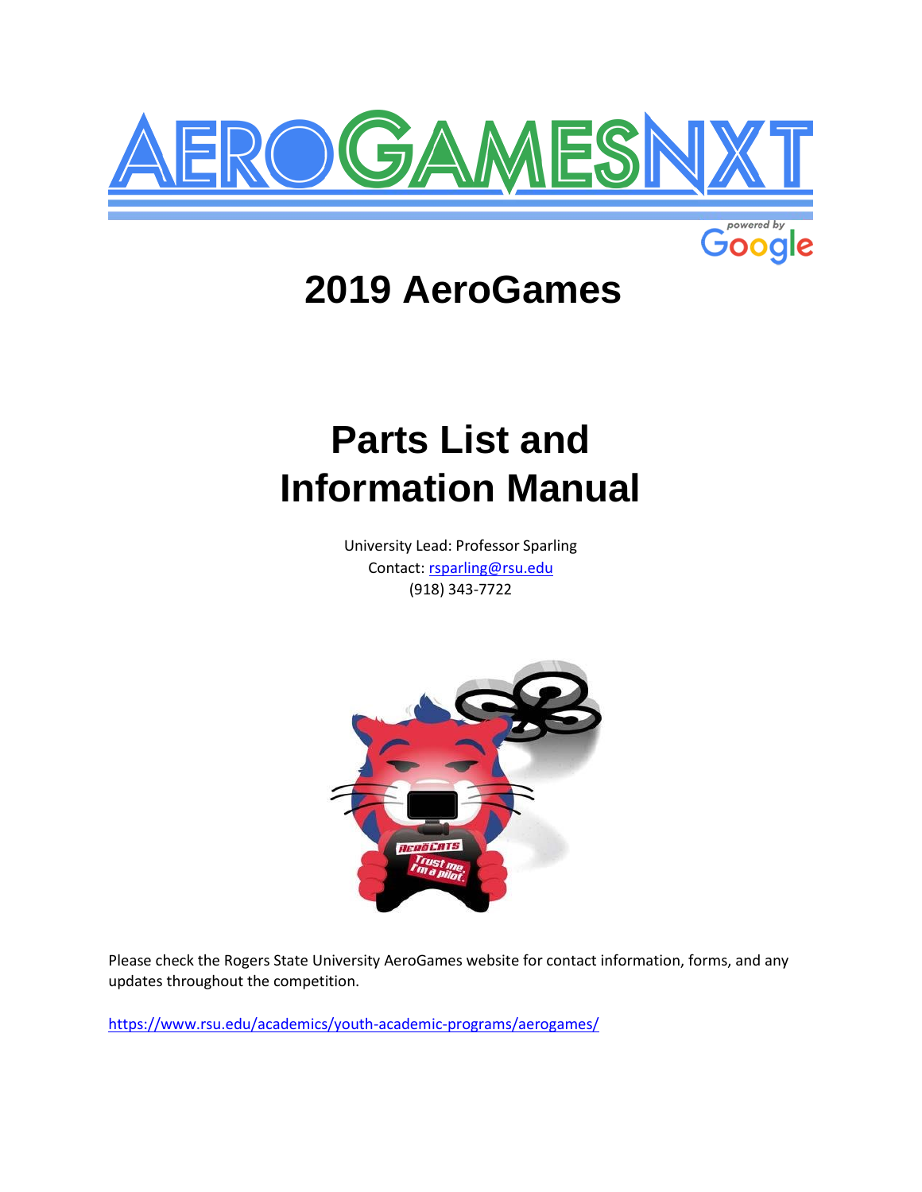# AEROGAMESNXT

powered by Google

# 2019 AeroGames

# Parts List and Information Manual

University Lead: Professor Sparling
Contact: [rsparling@rsu.edu](mailto:rsparling@rsu.edu)
(918) 343-7722

Please check the Rogers State University AeroGames website for contact information, forms, and any updates throughout the competition.

https://www.rsu.edu/academics/youth-academic-programs/aerogames/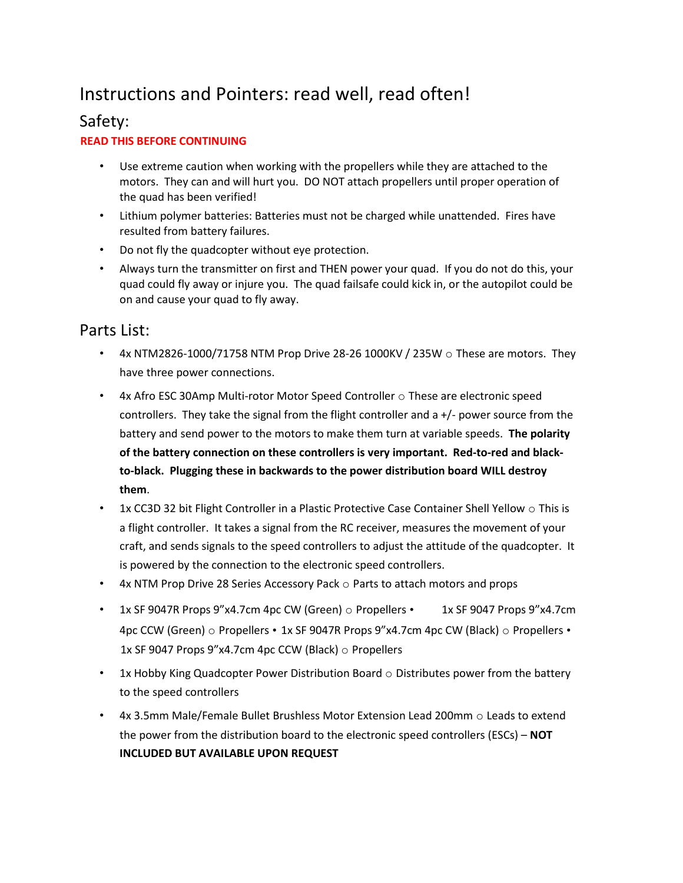# Instructions and Pointers: read well, read often!

## Safety:

**READ THIS BEFORE CONTINUING**

- Use extreme caution when working with the propellers while they are attached to the motors. They can and will hurt you. DO NOT attach propellers until proper operation of the quad has been verified!
- Lithium polymer batteries: Batteries must not be charged while unattended. Fires have resulted from battery failures.
- Do not fly the quadcopter without eye protection.
- Always turn the transmitter on first and THEN power your quad. If you do not do this, your quad could fly away or injure you. The quad failsafe could kick in, or the autopilot could be on and cause your quad to fly away.

## Parts List:

- 4x NTM2826-1000/71758 NTM Prop Drive 28-26 1000KV / 235W ○ These are motors. They have three power connections.
- 4x Afro ESC 30Amp Multi-rotor Motor Speed Controller ○ These are electronic speed controllers. They take the signal from the flight controller and a +/- power source from the battery and send power to the motors to make them turn at variable speeds. **The polarity of the battery connection on these controllers is very important. Red-to-red and black-to-black. Plugging these in backwards to the power distribution board WILL destroy them**.
- 1x CC3D 32 bit Flight Controller in a Plastic Protective Case Container Shell Yellow ○ This is a flight controller. It takes a signal from the RC receiver, measures the movement of your craft, and sends signals to the speed controllers to adjust the attitude of the quadcopter. It is powered by the connection to the electronic speed controllers.
- 4x NTM Prop Drive 28 Series Accessory Pack ○ Parts to attach motors and props
- 1x SF 9047R Props 9"x4.7cm 4pc CW (Green) ○ Propellers • 1x SF 9047 Props 9"x4.7cm 4pc CCW (Green) ○ Propellers • 1x SF 9047R Props 9"x4.7cm 4pc CW (Black) ○ Propellers • 1x SF 9047 Props 9"x4.7cm 4pc CCW (Black) ○ Propellers
- 1x Hobby King Quadcopter Power Distribution Board ○ Distributes power from the battery to the speed controllers
- 4x 3.5mm Male/Female Bullet Brushless Motor Extension Lead 200mm ○ Leads to extend the power from the distribution board to the electronic speed controllers (ESCs) – **NOT INCLUDED BUT AVAILABLE UPON REQUEST**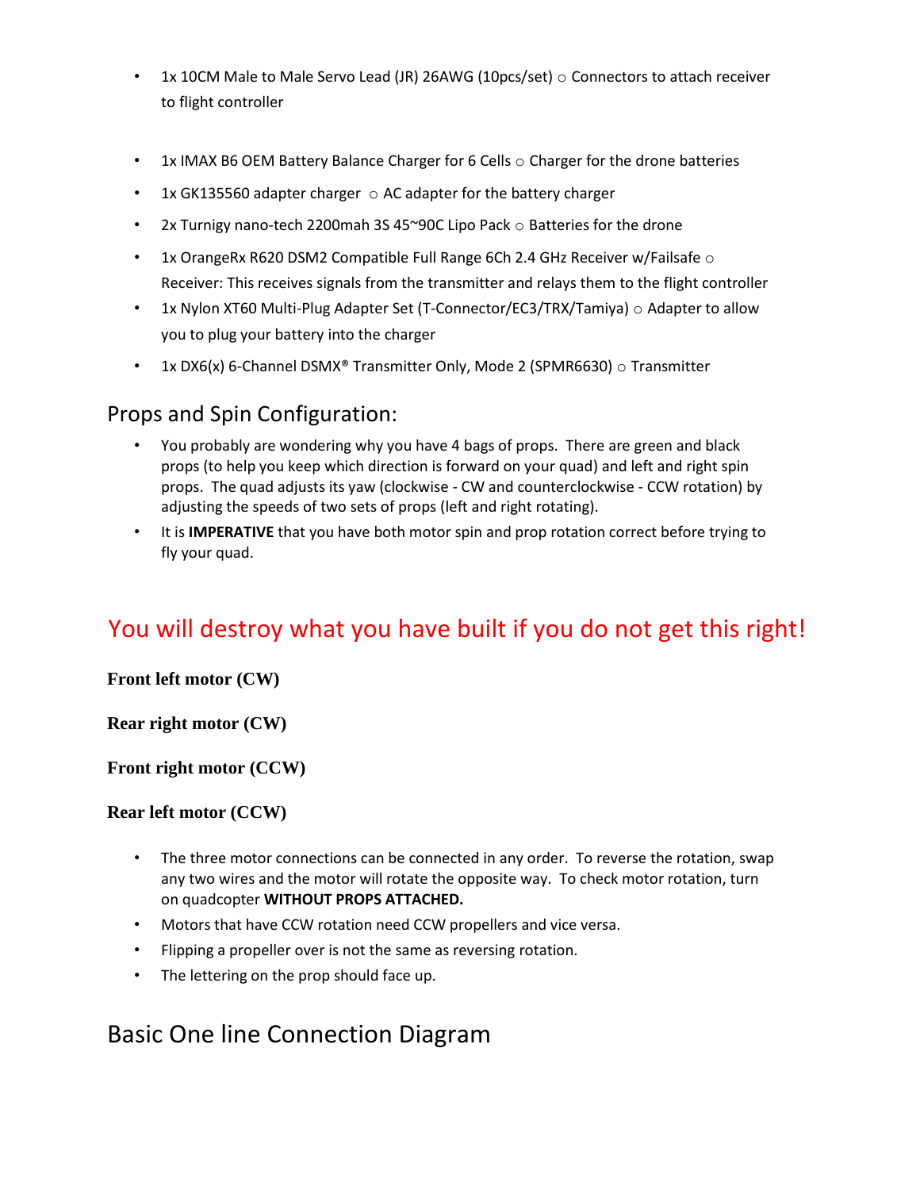- 1x 10CM Male to Male Servo Lead (JR) 26AWG (10pcs/set) ○ Connectors to attach receiver to flight controller

- 1x IMAX B6 OEM Battery Balance Charger for 6 Cells ○ Charger for the drone batteries
- 1x GK135560 adapter charger ○ AC adapter for the battery charger
- 2x Turnigy nano-tech 2200mah 3S 45~90C Lipo Pack ○ Batteries for the drone
- 1x OrangeRx R620 DSM2 Compatible Full Range 6Ch 2.4 GHz Receiver w/Failsafe ○ Receiver: This receives signals from the transmitter and relays them to the flight controller
- 1x Nylon XT60 Multi-Plug Adapter Set (T-Connector/EC3/TRX/Tamiya) ○ Adapter to allow you to plug your battery into the charger
- 1x DX6(x) 6-Channel DSMX® Transmitter Only, Mode 2 (SPMR6630) ○ Transmitter

## Props and Spin Configuration:

- You probably are wondering why you have 4 bags of props. There are green and black props (to help you keep which direction is forward on your quad) and left and right spin props. The quad adjusts its yaw (clockwise - CW and counterclockwise - CCW rotation) by adjusting the speeds of two sets of props (left and right rotating).
- It is **IMPERATIVE** that you have both motor spin and prop rotation correct before trying to fly your quad.

## You will destroy what you have built if you do not get this right!

**Front left motor (CW)**

**Rear right motor (CW)**

**Front right motor (CCW)**

**Rear left motor (CCW)**

- The three motor connections can be connected in any order. To reverse the rotation, swap any two wires and the motor will rotate the opposite way. To check motor rotation, turn on quadcopter **WITHOUT PROPS ATTACHED.**
- Motors that have CCW rotation need CCW propellers and vice versa.
- Flipping a propeller over is not the same as reversing rotation.
- The lettering on the prop should face up.

## Basic One line Connection Diagram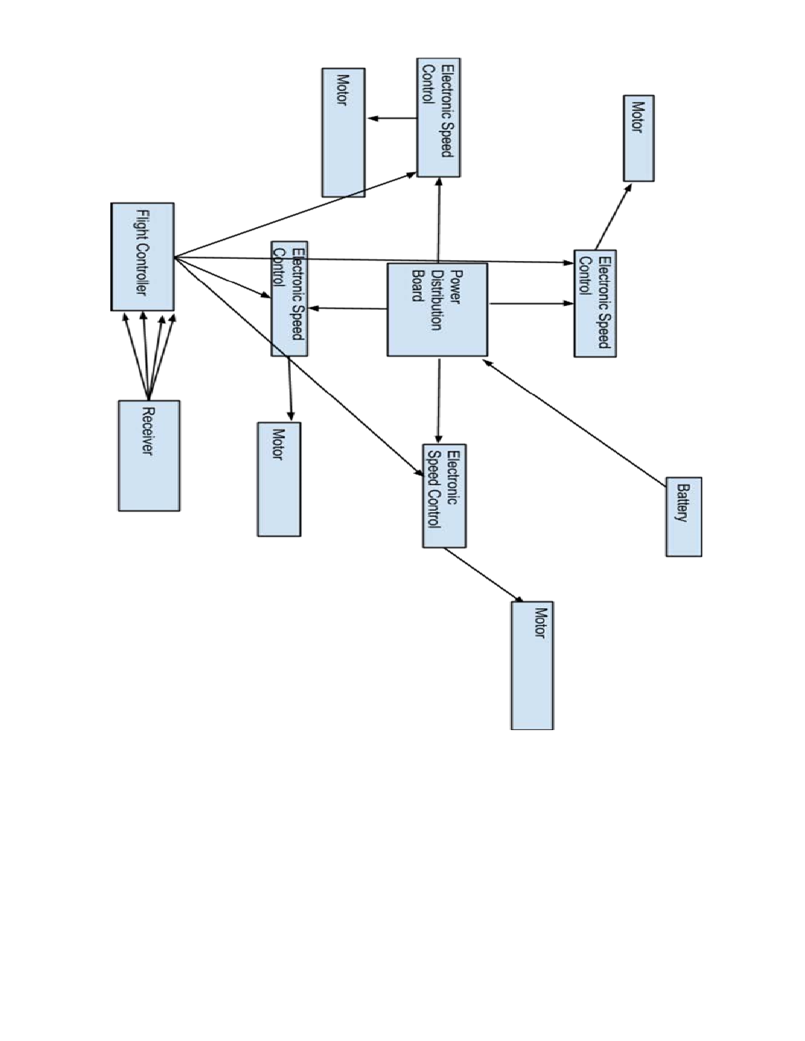Motor

Electronic Speed Control

Motor

Flight Controller

Electronic Speed Control

Power Distribution Board

Electronic Speed Control

Receiver

Motor

Electronic Speed Control

Battery

Motor